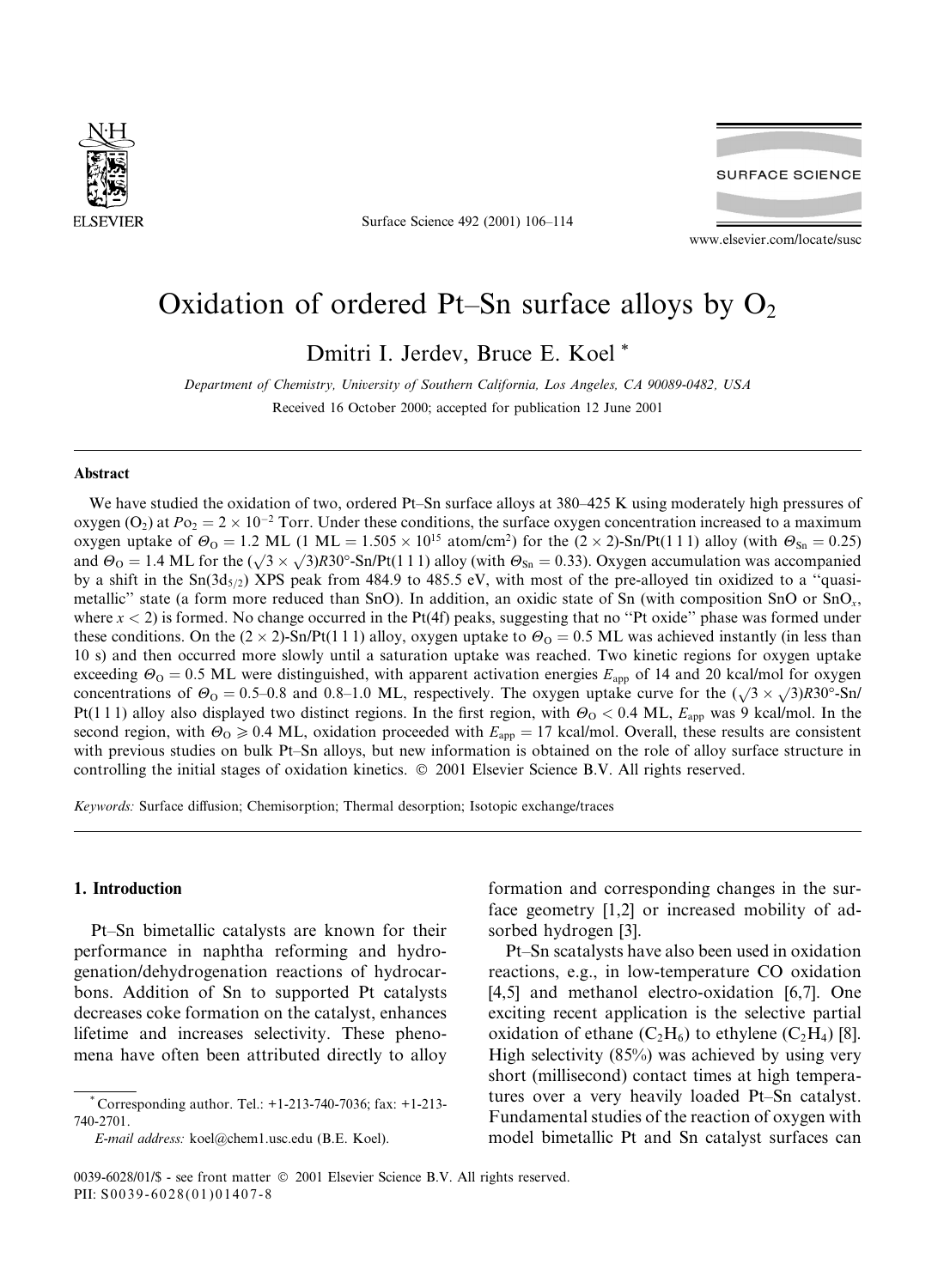# Oxidation of ordered Pt–Sn surface alloys by $O_2$

Dmitri I. Jerdev, Bruce E. Koel *

*Department of Chemistry, University of Southern California, Los Angeles, CA 90089-0482, USA*

Received 16 October 2000; accepted for publication 12 June 2001

## Abstract

We have studied the oxidation of two, ordered Pt–Sn surface alloys at 380–425 K using moderately high pressures of oxygen ($O_2$) at $P_{O_2} = 2 \times 10^{-2}$ Torr. Under these conditions, the surface oxygen concentration increased to a maximum oxygen uptake of $\Theta_O = 1.2$ ML (1 ML $= 1.505 \times 10^{15}$ atom/cm$^2$) for the $(2 \times 2)$-Sn/Pt(1 1 1) alloy (with $\Theta_{Sn} = 0.25$) and $\Theta_O = 1.4$ ML for the $(\sqrt{3} \times \sqrt{3})R30°$-Sn/Pt(1 1 1) alloy (with $\Theta_{Sn} = 0.33$). Oxygen accumulation was accompanied by a shift in the Sn($3d_{5/2}$) XPS peak from 484.9 to 485.5 eV, with most of the pre-alloyed tin oxidized to a "quasi-metallic" state (a form more reduced than SnO). In addition, an oxidic state of Sn (with composition SnO or $SnO_x$, where $x < 2$) is formed. No change occurred in the Pt(4f) peaks, suggesting that no "Pt oxide" phase was formed under these conditions. On the $(2 \times 2)$-Sn/Pt(1 1 1) alloy, oxygen uptake to $\Theta_O = 0.5$ ML was achieved instantly (in less than 10 s) and then occurred more slowly until a saturation uptake was reached. Two kinetic regions for oxygen uptake exceeding $\Theta_O = 0.5$ ML were distinguished, with apparent activation energies $E_{app}$ of 14 and 20 kcal/mol for oxygen concentrations of $\Theta_O = 0.5$–0.8 and 0.8–1.0 ML, respectively. The oxygen uptake curve for the $(\sqrt{3} \times \sqrt{3})R30°$-Sn/Pt(1 1 1) alloy also displayed two distinct regions. In the first region, with $\Theta_O < 0.4$ ML, $E_{app}$ was 9 kcal/mol. In the second region, with $\Theta_O \geq 0.4$ ML, oxidation proceeded with $E_{app} = 17$ kcal/mol. Overall, these results are consistent with previous studies on bulk Pt–Sn alloys, but new information is obtained on the role of alloy surface structure in controlling the initial stages of oxidation kinetics. © 2001 Elsevier Science B.V. All rights reserved.

*Keywords:* Surface diffusion; Chemisorption; Thermal desorption; Isotopic exchange/traces

## 1. Introduction

Pt–Sn bimetallic catalysts are known for their performance in naphtha reforming and hydrogenation/dehydrogenation reactions of hydrocarbons. Addition of Sn to supported Pt catalysts decreases coke formation on the catalyst, enhances lifetime and increases selectivity. These phenomena have often been attributed directly to alloy formation and corresponding changes in the surface geometry [1,2] or increased mobility of adsorbed hydrogen [3].

Pt–Sn scatalysts have also been used in oxidation reactions, e.g., in low-temperature CO oxidation [4,5] and methanol electro-oxidation [6,7]. One exciting recent application is the selective partial oxidation of ethane ($C_2H_6$) to ethylene ($C_2H_4$) [8]. High selectivity (85%) was achieved by using very short (millisecond) contact times at high temperatures over a very heavily loaded Pt–Sn catalyst. Fundamental studies of the reaction of oxygen with model bimetallic Pt and Sn catalyst surfaces can

* Corresponding author. Tel.: +1-213-740-7036; fax: +1-213-740-2701.
*E-mail address:* koel@chem1.usc.edu (B.E. Koel).

0039-6028/01/$ - see front matter © 2001 Elsevier Science B.V. All rights reserved.
PII: S0039-6028(01)01407-8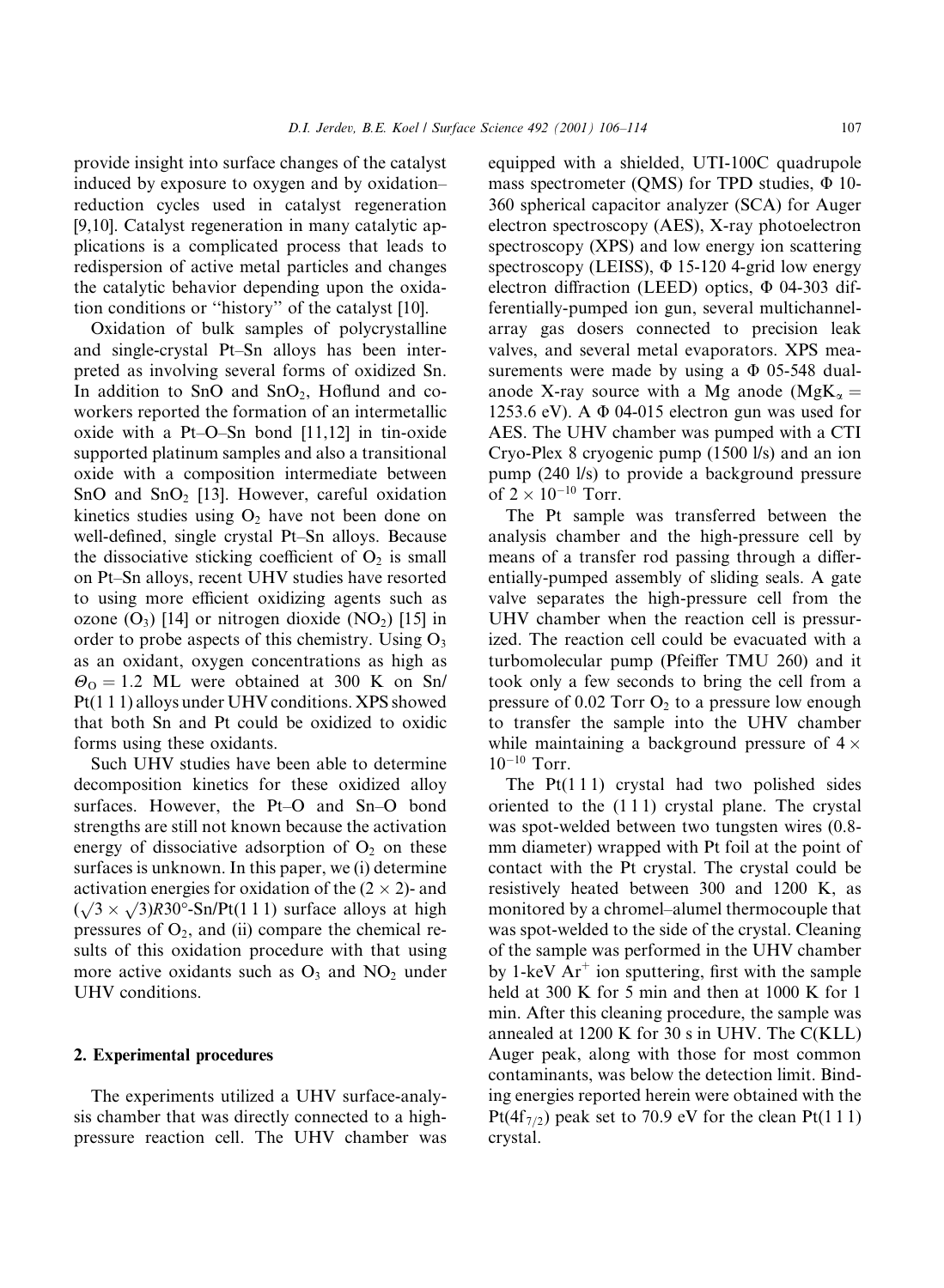provide insight into surface changes of the catalyst induced by exposure to oxygen and by oxidation–reduction cycles used in catalyst regeneration [9,10]. Catalyst regeneration in many catalytic applications is a complicated process that leads to redispersion of active metal particles and changes the catalytic behavior depending upon the oxidation conditions or "history" of the catalyst [10].

Oxidation of bulk samples of polycrystalline and single-crystal Pt–Sn alloys has been interpreted as involving several forms of oxidized Sn. In addition to SnO and $SnO_2$, Hoflund and co-workers reported the formation of an intermetallic oxide with a Pt–O–Sn bond [11,12] in tin-oxide supported platinum samples and also a transitional oxide with a composition intermediate between SnO and $SnO_2$ [13]. However, careful oxidation kinetics studies using $O_2$ have not been done on well-defined, single crystal Pt–Sn alloys. Because the dissociative sticking coefficient of $O_2$ is small on Pt–Sn alloys, recent UHV studies have resorted to using more efficient oxidizing agents such as ozone ($O_3$) [14] or nitrogen dioxide ($NO_2$) [15] in order to probe aspects of this chemistry. Using $O_3$ as an oxidant, oxygen concentrations as high as $\Theta_O = 1.2$ ML were obtained at 300 K on Sn/Pt(1 1 1) alloys under UHV conditions. XPS showed that both Sn and Pt could be oxidized to oxidic forms using these oxidants.

Such UHV studies have been able to determine decomposition kinetics for these oxidized alloy surfaces. However, the Pt–O and Sn–O bond strengths are still not known because the activation energy of dissociative adsorption of $O_2$ on these surfaces is unknown. In this paper, we (i) determine activation energies for oxidation of the $(2 \times 2)$- and $(\sqrt{3} \times \sqrt{3})R30°$-Sn/Pt(1 1 1) surface alloys at high pressures of $O_2$, and (ii) compare the chemical results of this oxidation procedure with that using more active oxidants such as $O_3$ and $NO_2$ under UHV conditions.

## 2. Experimental procedures

The experiments utilized a UHV surface-analysis chamber that was directly connected to a high-pressure reaction cell. The UHV chamber was equipped with a shielded, UTI-100C quadrupole mass spectrometer (QMS) for TPD studies, Φ 10-360 spherical capacitor analyzer (SCA) for Auger electron spectroscopy (AES), X-ray photoelectron spectroscopy (XPS) and low energy ion scattering spectroscopy (LEISS), Φ 15-120 4-grid low energy electron diffraction (LEED) optics, Φ 04-303 differentially-pumped ion gun, several multichannel-array gas dosers connected to precision leak valves, and several metal evaporators. XPS measurements were made by using a Φ 05-548 dual-anode X-ray source with a Mg anode ($MgK_\alpha = 1253.6$ eV). A Φ 04-015 electron gun was used for AES. The UHV chamber was pumped with a CTI Cryo-Plex 8 cryogenic pump (1500 l/s) and an ion pump (240 l/s) to provide a background pressure of $2 \times 10^{-10}$ Torr.

The Pt sample was transferred between the analysis chamber and the high-pressure cell by means of a transfer rod passing through a differentially-pumped assembly of sliding seals. A gate valve separates the high-pressure cell from the UHV chamber when the reaction cell is pressurized. The reaction cell could be evacuated with a turbomolecular pump (Pfeiffer TMU 260) and it took only a few seconds to bring the cell from a pressure of 0.02 Torr $O_2$ to a pressure low enough to transfer the sample into the UHV chamber while maintaining a background pressure of $4 \times 10^{-10}$ Torr.

The Pt(1 1 1) crystal had two polished sides oriented to the (1 1 1) crystal plane. The crystal was spot-welded between two tungsten wires (0.8-mm diameter) wrapped with Pt foil at the point of contact with the Pt crystal. The crystal could be resistively heated between 300 and 1200 K, as monitored by a chromel–alumel thermocouple that was spot-welded to the side of the crystal. Cleaning of the sample was performed in the UHV chamber by 1-keV $Ar^+$ ion sputtering, first with the sample held at 300 K for 5 min and then at 1000 K for 1 min. After this cleaning procedure, the sample was annealed at 1200 K for 30 s in UHV. The C(KLL) Auger peak, along with those for most common contaminants, was below the detection limit. Binding energies reported herein were obtained with the Pt($4f_{7/2}$) peak set to 70.9 eV for the clean Pt(1 1 1) crystal.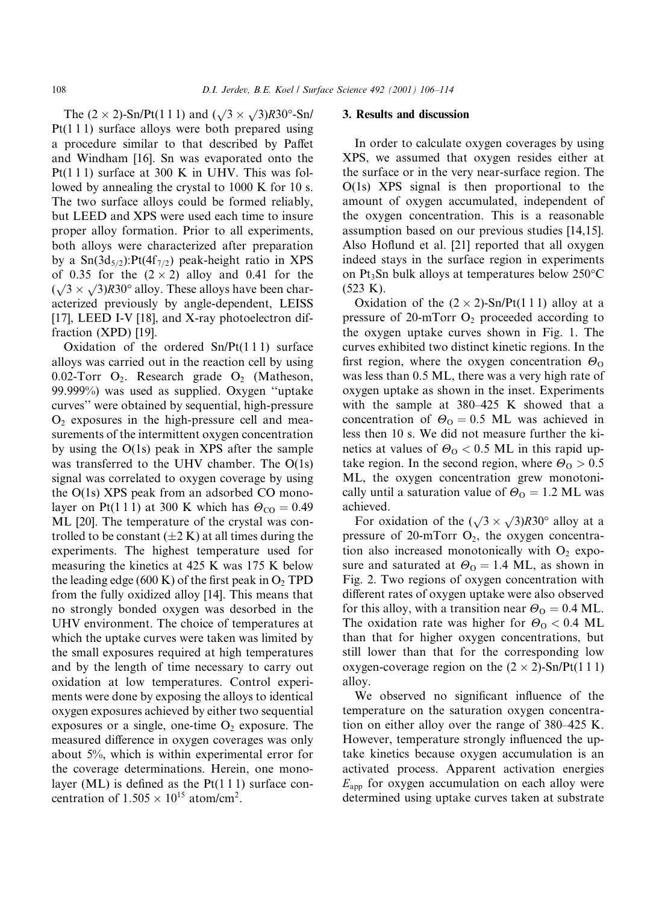The $(2 \times 2)$-Sn/Pt(1 1 1) and $(\sqrt{3} \times \sqrt{3})R30°$-Sn/Pt(1 1 1) surface alloys were both prepared using a procedure similar to that described by Paffet and Windham [16]. Sn was evaporated onto the Pt(1 1 1) surface at 300 K in UHV. This was followed by annealing the crystal to 1000 K for 10 s. The two surface alloys could be formed reliably, but LEED and XPS were used each time to insure proper alloy formation. Prior to all experiments, both alloys were characterized after preparation by a $Sn(3d_{5/2})$:$Pt(4f_{7/2})$ peak-height ratio in XPS of 0.35 for the $(2 \times 2)$ alloy and 0.41 for the $(\sqrt{3} \times \sqrt{3})R30°$ alloy. These alloys have been characterized previously by angle-dependent, LEISS [17], LEED I-V [18], and X-ray photoelectron diffraction (XPD) [19].

Oxidation of the ordered Sn/Pt(1 1 1) surface alloys was carried out in the reaction cell by using 0.02-Torr $O_2$. Research grade $O_2$ (Matheson, 99.999%) was used as supplied. Oxygen "uptake curves" were obtained by sequential, high-pressure $O_2$ exposures in the high-pressure cell and measurements of the intermittent oxygen concentration by using the O(1s) peak in XPS after the sample was transferred to the UHV chamber. The O(1s) signal was correlated to oxygen coverage by using the O(1s) XPS peak from an adsorbed CO monolayer on Pt(1 1 1) at 300 K which has $\Theta_{CO} = 0.49$ ML [20]. The temperature of the crystal was controlled to be constant ($\pm 2$ K) at all times during the experiments. The highest temperature used for measuring the kinetics at 425 K was 175 K below the leading edge (600 K) of the first peak in $O_2$ TPD from the fully oxidized alloy [14]. This means that no strongly bonded oxygen was desorbed in the UHV environment. The choice of temperatures at which the uptake curves were taken was limited by the small exposures required at high temperatures and by the length of time necessary to carry out oxidation at low temperatures. Control experiments were done by exposing the alloys to identical oxygen exposures achieved by either two sequential exposures or a single, one-time $O_2$ exposure. The measured difference in oxygen coverages was only about 5%, which is within experimental error for the coverage determinations. Herein, one monolayer (ML) is defined as the Pt(1 1 1) surface concentration of $1.505 \times 10^{15}$ atom/cm$^2$.

## 3. Results and discussion

In order to calculate oxygen coverages by using XPS, we assumed that oxygen resides either at the surface or in the very near-surface region. The O(1s) XPS signal is then proportional to the amount of oxygen accumulated, independent of the oxygen concentration. This is a reasonable assumption based on our previous studies [14,15]. Also Hoflund et al. [21] reported that all oxygen indeed stays in the surface region in experiments on $Pt_3Sn$ bulk alloys at temperatures below 250°C (523 K).

Oxidation of the $(2 \times 2)$-Sn/Pt(1 1 1) alloy at a pressure of 20-mTorr $O_2$ proceeded according to the oxygen uptake curves shown in Fig. 1. The curves exhibited two distinct kinetic regions. In the first region, where the oxygen concentration $\Theta_O$ was less than 0.5 ML, there was a very high rate of oxygen uptake as shown in the inset. Experiments with the sample at 380–425 K showed that a concentration of $\Theta_O = 0.5$ ML was achieved in less then 10 s. We did not measure further the kinetics at values of $\Theta_O < 0.5$ ML in this rapid uptake region. In the second region, where $\Theta_O > 0.5$ ML, the oxygen concentration grew monotonically until a saturation value of $\Theta_O = 1.2$ ML was achieved.

For oxidation of the $(\sqrt{3} \times \sqrt{3})R30°$ alloy at a pressure of 20-mTorr $O_2$, the oxygen concentration also increased monotonically with $O_2$ exposure and saturated at $\Theta_O = 1.4$ ML, as shown in Fig. 2. Two regions of oxygen concentration with different rates of oxygen uptake were also observed for this alloy, with a transition near $\Theta_O = 0.4$ ML. The oxidation rate was higher for $\Theta_O < 0.4$ ML than that for higher oxygen concentrations, but still lower than that for the corresponding low oxygen-coverage region on the $(2 \times 2)$-Sn/Pt(1 1 1) alloy.

We observed no significant influence of the temperature on the saturation oxygen concentration on either alloy over the range of 380–425 K. However, temperature strongly influenced the uptake kinetics because oxygen accumulation is an activated process. Apparent activation energies $E_{app}$ for oxygen accumulation on each alloy were determined using uptake curves taken at substrate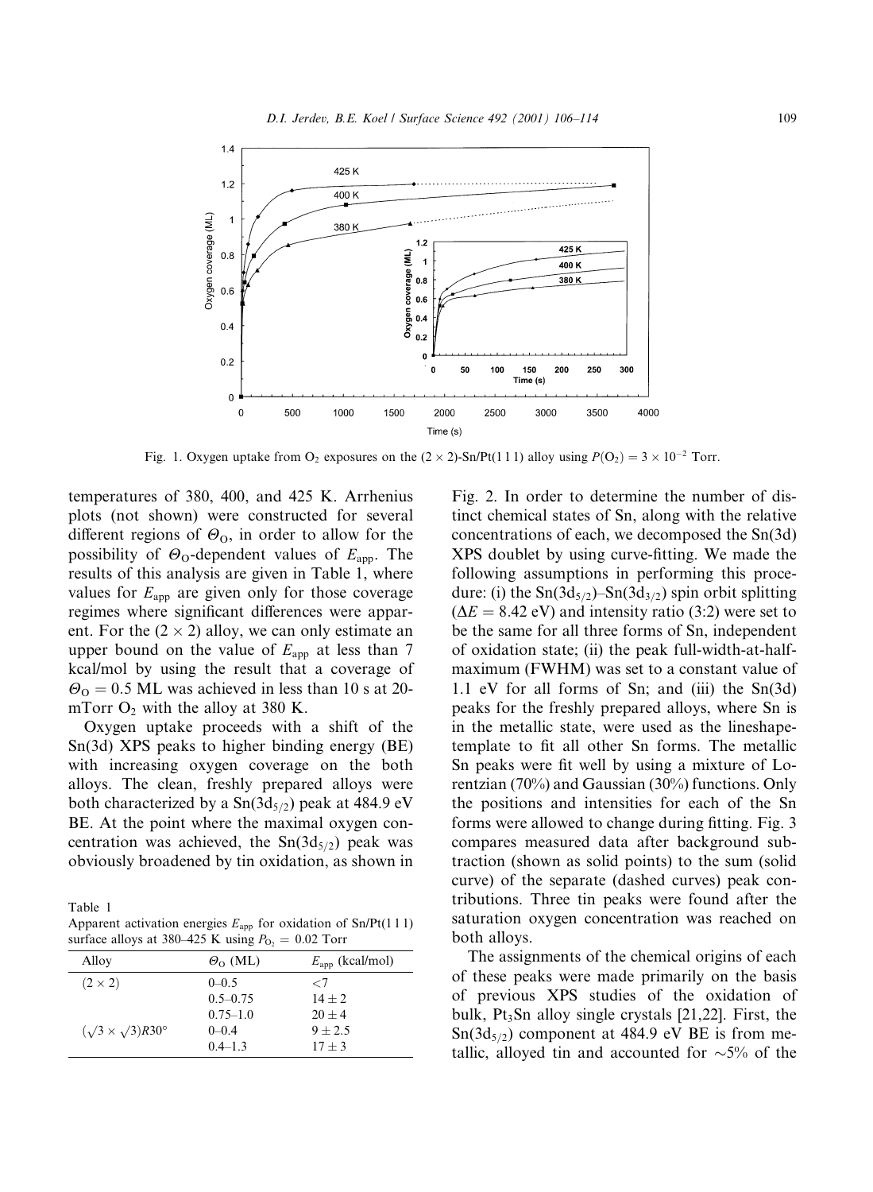425 K
400 K
380 K
Oxygen coverage (ML)
1.4
1.2
1
0.8
0.6
0.4
0.2
0
0
500
1000
1500
2000
2500
3000
3500
4000
Time (s)

1.2
1
0.8
0.6
0.4
0.2
0
Oxygen coverage (ML)
425 K
400 K
380 K
0
50
100
150
200
250
300
Time (s)

Fig. 1. Oxygen uptake from $O_2$ exposures on the $(2 \times 2)$-Sn/Pt(111) alloy using $P(O_2) = 3 \times 10^{-2}$ Torr.

temperatures of 380, 400, and 425 K. Arrhenius plots (not shown) were constructed for several different regions of $\Theta_O$, in order to allow for the possibility of $\Theta_O$-dependent values of $E_{app}$. The results of this analysis are given in Table 1, where values for $E_{app}$ are given only for those coverage regimes where significant differences were apparent. For the $(2 \times 2)$ alloy, we can only estimate an upper bound on the value of $E_{app}$ at less than 7 kcal/mol by using the result that a coverage of $\Theta_O = 0.5$ ML was achieved in less than 10 s at 20-mTorr $O_2$ with the alloy at 380 K.

Oxygen uptake proceeds with a shift of the Sn(3d) XPS peaks to higher binding energy (BE) with increasing oxygen coverage on the both alloys. The clean, freshly prepared alloys were both characterized by a $Sn(3d_{5/2})$ peak at 484.9 eV BE. At the point where the maximal oxygen concentration was achieved, the $Sn(3d_{5/2})$ peak was obviously broadened by tin oxidation, as shown in

Table 1
Apparent activation energies $E_{app}$ for oxidation of Sn/Pt(111) surface alloys at 380–425 K using $P_{O_2} = 0.02$ Torr

| Alloy | $\Theta_O$ (ML) | $E_{app}$ (kcal/mol) |
|---|---|---|
| $(2 \times 2)$ | 0–0.5 | <7 |
| | 0.5–0.75 | $14 \pm 2$ |
| | 0.75–1.0 | $20 \pm 4$ |
| $(\sqrt{3} \times \sqrt{3})R30°$ | 0–0.4 | $9 \pm 2.5$ |
| | 0.4–1.3 | $17 \pm 3$ |

Fig. 2. In order to determine the number of distinct chemical states of Sn, along with the relative concentrations of each, we decomposed the Sn(3d) XPS doublet by using curve-fitting. We made the following assumptions in performing this procedure: (i) the $Sn(3d_{5/2})$–$Sn(3d_{3/2})$ spin orbit splitting ($\Delta E = 8.42$ eV) and intensity ratio (3:2) were set to be the same for all three forms of Sn, independent of oxidation state; (ii) the peak full-width-at-half-maximum (FWHM) was set to a constant value of 1.1 eV for all forms of Sn; and (iii) the Sn(3d) peaks for the freshly prepared alloys, where Sn is in the metallic state, were used as the lineshape-template to fit all other Sn forms. The metallic Sn peaks were fit well by using a mixture of Lorentzian (70%) and Gaussian (30%) functions. Only the positions and intensities for each of the Sn forms were allowed to change during fitting. Fig. 3 compares measured data after background subtraction (shown as solid points) to the sum (solid curve) of the separate (dashed curves) peak contributions. Three tin peaks were found after the saturation oxygen concentration was reached on both alloys.

The assignments of the chemical origins of each of these peaks were made primarily on the basis of previous XPS studies of the oxidation of bulk, $Pt_3Sn$ alloy single crystals [21,22]. First, the $Sn(3d_{5/2})$ component at 484.9 eV BE is from metallic, alloyed tin and accounted for ~5% of the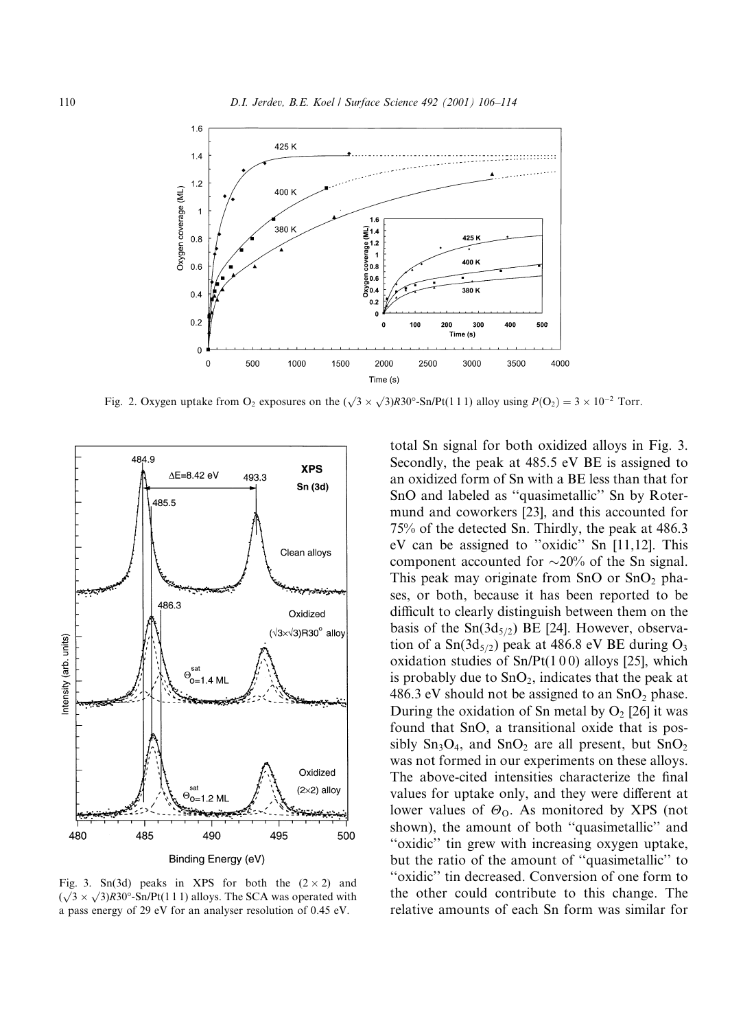1.6

1.4

1.2

1

0.8

0.6

0.4

0.2

0

Oxygen coverage (ML)

0 500 1000 1500 2000 2500 3000 3500 4000

Time (s)

425 K

400 K

380 K

Oxygen coverage (ML)

425 K

400 K

380 K

0 100 200 300 400 500

Time (s)

Fig. 2. Oxygen uptake from $O_2$ exposures on the $(\sqrt{3} \times \sqrt{3})R30°$-Sn/Pt(1 1 1) alloy using $P(O_2) = 3 \times 10^{-2}$ Torr.

484.9

ΔE=8.42 eV

493.3

XPS

Sn (3d)

485.5

Clean alloys

486.3

Oxidized

(√3×√3)R30° alloy

$\Theta_{O}^{sat}$=1.4 ML

Oxidized

(2×2) alloy

$\Theta_{O}^{sat}$=1.2 ML

Intensity (arb. units)

480 485 490 495 500

Binding Energy (eV)

Fig. 3. Sn(3d) peaks in XPS for both the $(2 \times 2)$ and $(\sqrt{3} \times \sqrt{3})R30°$-Sn/Pt(1 1 1) alloys. The SCA was operated with a pass energy of 29 eV for an analyser resolution of 0.45 eV.

total Sn signal for both oxidized alloys in Fig. 3. Secondly, the peak at 485.5 eV BE is assigned to an oxidized form of Sn with a BE less than that for SnO and labeled as ''quasimetallic'' Sn by Rotermund and coworkers [23], and this accounted for 75% of the detected Sn. Thirdly, the peak at 486.3 eV can be assigned to "oxidic" Sn [11,12]. This component accounted for ~20% of the Sn signal. This peak may originate from SnO or $SnO_2$ phases, or both, because it has been reported to be difficult to clearly distinguish between them on the basis of the $Sn(3d_{5/2})$ BE [24]. However, observation of a $Sn(3d_{5/2})$ peak at 486.8 eV BE during $O_3$ oxidation studies of Sn/Pt(1 0 0) alloys [25], which is probably due to $SnO_2$, indicates that the peak at 486.3 eV should not be assigned to an $SnO_2$ phase. During the oxidation of Sn metal by $O_2$ [26] it was found that SnO, a transitional oxide that is possibly $Sn_3O_4$, and $SnO_2$ are all present, but $SnO_2$ was not formed in our experiments on these alloys. The above-cited intensities characterize the final values for uptake only, and they were different at lower values of $\Theta_O$. As monitored by XPS (not shown), the amount of both ''quasimetallic'' and ''oxidic'' tin grew with increasing oxygen uptake, but the ratio of the amount of ''quasimetallic'' to ''oxidic'' tin decreased. Conversion of one form to the other could contribute to this change. The relative amounts of each Sn form was similar for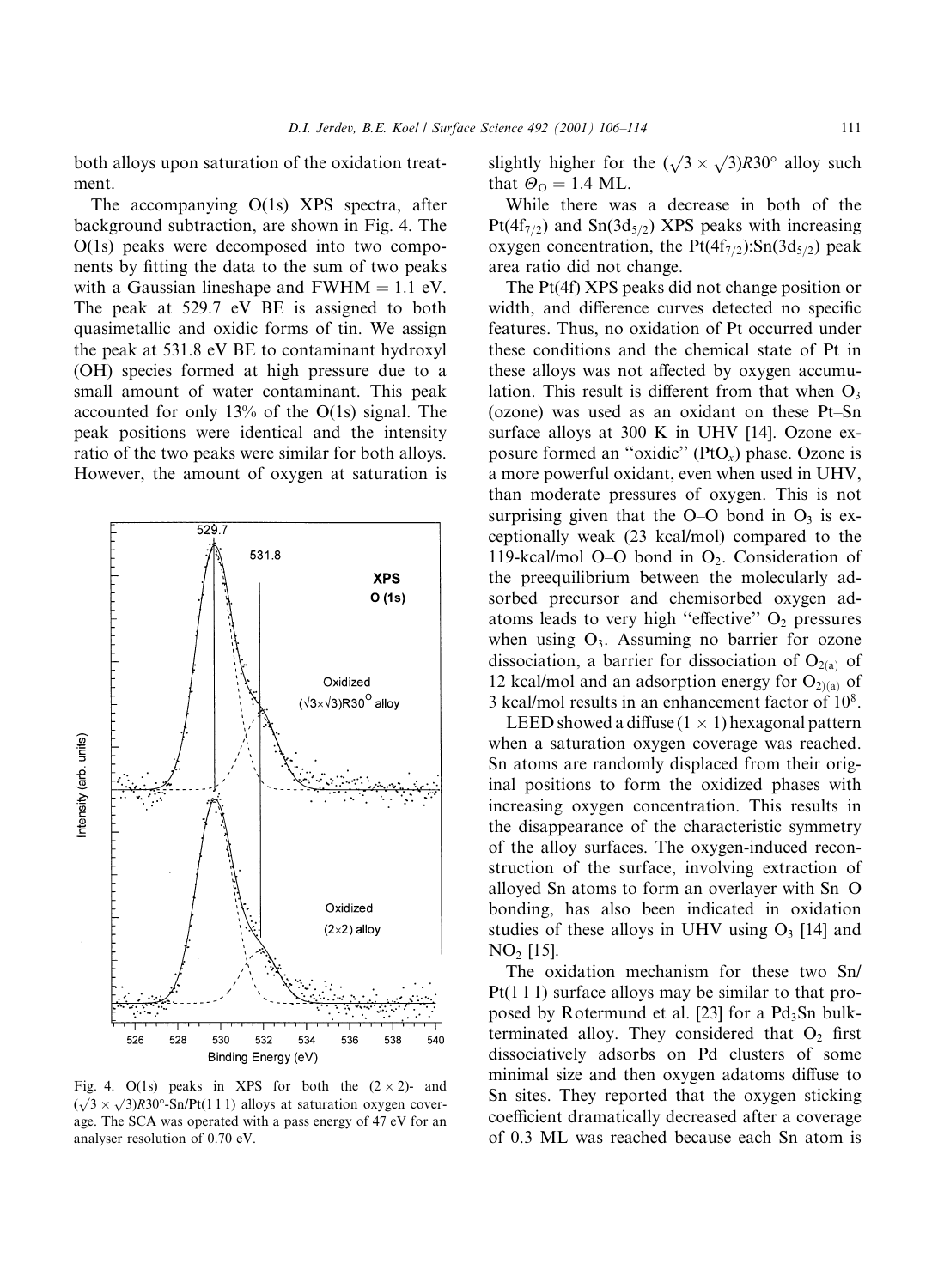both alloys upon saturation of the oxidation treatment.

The accompanying O(1s) XPS spectra, after background subtraction, are shown in Fig. 4. The O(1s) peaks were decomposed into two components by fitting the data to the sum of two peaks with a Gaussian lineshape and FWHM = 1.1 eV. The peak at 529.7 eV BE is assigned to both quasimetallic and oxidic forms of tin. We assign the peak at 531.8 eV BE to contaminant hydroxyl (OH) species formed at high pressure due to a small amount of water contaminant. This peak accounted for only 13% of the O(1s) signal. The peak positions were identical and the intensity ratio of the two peaks were similar for both alloys. However, the amount of oxygen at saturation is slightly higher for the $(\sqrt{3}\times\sqrt{3})R30°$ alloy such that $\Theta_O = 1.4$ ML.

529.7
531.8
XPS
O (1s)
Oxidized
(√3×√3)R30° alloy
Oxidized
(2×2) alloy
Intensity (arb. units)
526 528 530 532 534 536 538 540
Binding Energy (eV)

Fig. 4. O(1s) peaks in XPS for both the $(2\times 2)$- and $(\sqrt{3}\times\sqrt{3})R30°$-Sn/Pt(1 1 1) alloys at saturation oxygen coverage. The SCA was operated with a pass energy of 47 eV for an analyser resolution of 0.70 eV.

While there was a decrease in both of the $Pt(4f_{7/2})$ and $Sn(3d_{5/2})$ XPS peaks with increasing oxygen concentration, the $Pt(4f_{7/2})$:$Sn(3d_{5/2})$ peak area ratio did not change.

The Pt(4f) XPS peaks did not change position or width, and difference curves detected no specific features. Thus, no oxidation of Pt occurred under these conditions and the chemical state of Pt in these alloys was not affected by oxygen accumulation. This result is different from that when $O_3$ (ozone) was used as an oxidant on these Pt–Sn surface alloys at 300 K in UHV [14]. Ozone exposure formed an "oxidic" ($PtO_x$) phase. Ozone is a more powerful oxidant, even when used in UHV, than moderate pressures of oxygen. This is not surprising given that the O–O bond in $O_3$ is exceptionally weak (23 kcal/mol) compared to the 119-kcal/mol O–O bond in $O_2$. Consideration of the preequilibrium between the molecularly adsorbed precursor and chemisorbed oxygen adatoms leads to very high "effective" $O_2$ pressures when using $O_3$. Assuming no barrier for ozone dissociation, a barrier for dissociation of $O_{2(a)}$ of 12 kcal/mol and an adsorption energy for $O_{2)(a)}$ of 3 kcal/mol results in an enhancement factor of $10^8$.

LEED showed a diffuse $(1\times 1)$ hexagonal pattern when a saturation oxygen coverage was reached. Sn atoms are randomly displaced from their original positions to form the oxidized phases with increasing oxygen concentration. This results in the disappearance of the characteristic symmetry of the alloy surfaces. The oxygen-induced reconstruction of the surface, involving extraction of alloyed Sn atoms to form an overlayer with Sn–O bonding, has also been indicated in oxidation studies of these alloys in UHV using $O_3$ [14] and $NO_2$ [15].

The oxidation mechanism for these two Sn/Pt(1 1 1) surface alloys may be similar to that proposed by Rotermund et al. [23] for a $Pd_3Sn$ bulk-terminated alloy. They considered that $O_2$ first dissociatively adsorbs on Pd clusters of some minimal size and then oxygen adatoms diffuse to Sn sites. They reported that the oxygen sticking coefficient dramatically decreased after a coverage of 0.3 ML was reached because each Sn atom is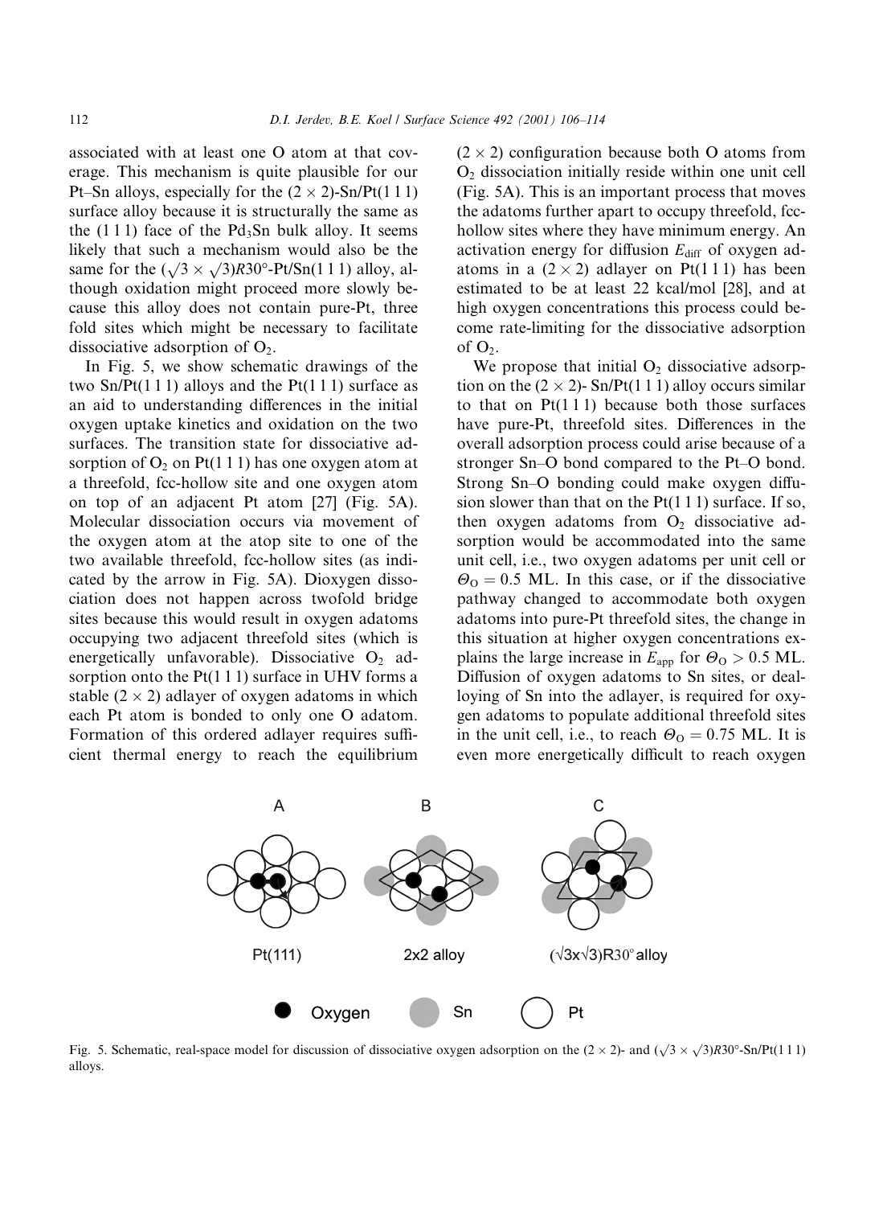associated with at least one O atom at that coverage. This mechanism is quite plausible for our Pt–Sn alloys, especially for the $(2 \times 2)$-Sn/Pt(1 1 1) surface alloy because it is structurally the same as the (1 1 1) face of the $Pd_3Sn$ bulk alloy. It seems likely that such a mechanism would also be the same for the $(\sqrt{3} \times \sqrt{3})R30°$-Pt/Sn(1 1 1) alloy, although oxidation might proceed more slowly because this alloy does not contain pure-Pt, three fold sites which might be necessary to facilitate dissociative adsorption of $O_2$.

In Fig. 5, we show schematic drawings of the two Sn/Pt(1 1 1) alloys and the Pt(1 1 1) surface as an aid to understanding differences in the initial oxygen uptake kinetics and oxidation on the two surfaces. The transition state for dissociative adsorption of $O_2$ on Pt(1 1 1) has one oxygen atom at a threefold, fcc-hollow site and one oxygen atom on top of an adjacent Pt atom [27] (Fig. 5A). Molecular dissociation occurs via movement of the oxygen atom at the atop site to one of the two available threefold, fcc-hollow sites (as indicated by the arrow in Fig. 5A). Dioxygen dissociation does not happen across twofold bridge sites because this would result in oxygen adatoms occupying two adjacent threefold sites (which is energetically unfavorable). Dissociative $O_2$ adsorption onto the Pt(1 1 1) surface in UHV forms a stable $(2 \times 2)$ adlayer of oxygen adatoms in which each Pt atom is bonded to only one O adatom. Formation of this ordered adlayer requires sufficient thermal energy to reach the equilibrium $(2 \times 2)$ configuration because both O atoms from $O_2$ dissociation initially reside within one unit cell (Fig. 5A). This is an important process that moves the adatoms further apart to occupy threefold, fcc-hollow sites where they have minimum energy. An activation energy for diffusion $E_{diff}$ of oxygen adatoms in a $(2 \times 2)$ adlayer on Pt(1 1 1) has been estimated to be at least 22 kcal/mol [28], and at high oxygen concentrations this process could become rate-limiting for the dissociative adsorption of $O_2$.

We propose that initial $O_2$ dissociative adsorption on the $(2 \times 2)$- Sn/Pt(1 1 1) alloy occurs similar to that on Pt(1 1 1) because both those surfaces have pure-Pt, threefold sites. Differences in the overall adsorption process could arise because of a stronger Sn–O bond compared to the Pt–O bond. Strong Sn–O bonding could make oxygen diffusion slower than that on the Pt(1 1 1) surface. If so, then oxygen adatoms from $O_2$ dissociative adsorption would be accommodated into the same unit cell, i.e., two oxygen adatoms per unit cell or $\Theta_O = 0.5$ ML. In this case, or if the dissociative pathway changed to accommodate both oxygen adatoms into pure-Pt threefold sites, the change in this situation at higher oxygen concentrations explains the large increase in $E_{app}$ for $\Theta_O > 0.5$ ML. Diffusion of oxygen adatoms to Sn sites, or dealloying of Sn into the adlayer, is required for oxygen adatoms to populate additional threefold sites in the unit cell, i.e., to reach $\Theta_O = 0.75$ ML. It is even more energetically difficult to reach oxygen

A

B

C

Pt(111)

2x2 alloy

($\sqrt{3}$x$\sqrt{3}$)R30° alloy

Oxygen

Sn

Pt

Fig. 5. Schematic, real-space model for discussion of dissociative oxygen adsorption on the $(2 \times 2)$- and $(\sqrt{3} \times \sqrt{3})R30°$-Sn/Pt(1 1 1) alloys.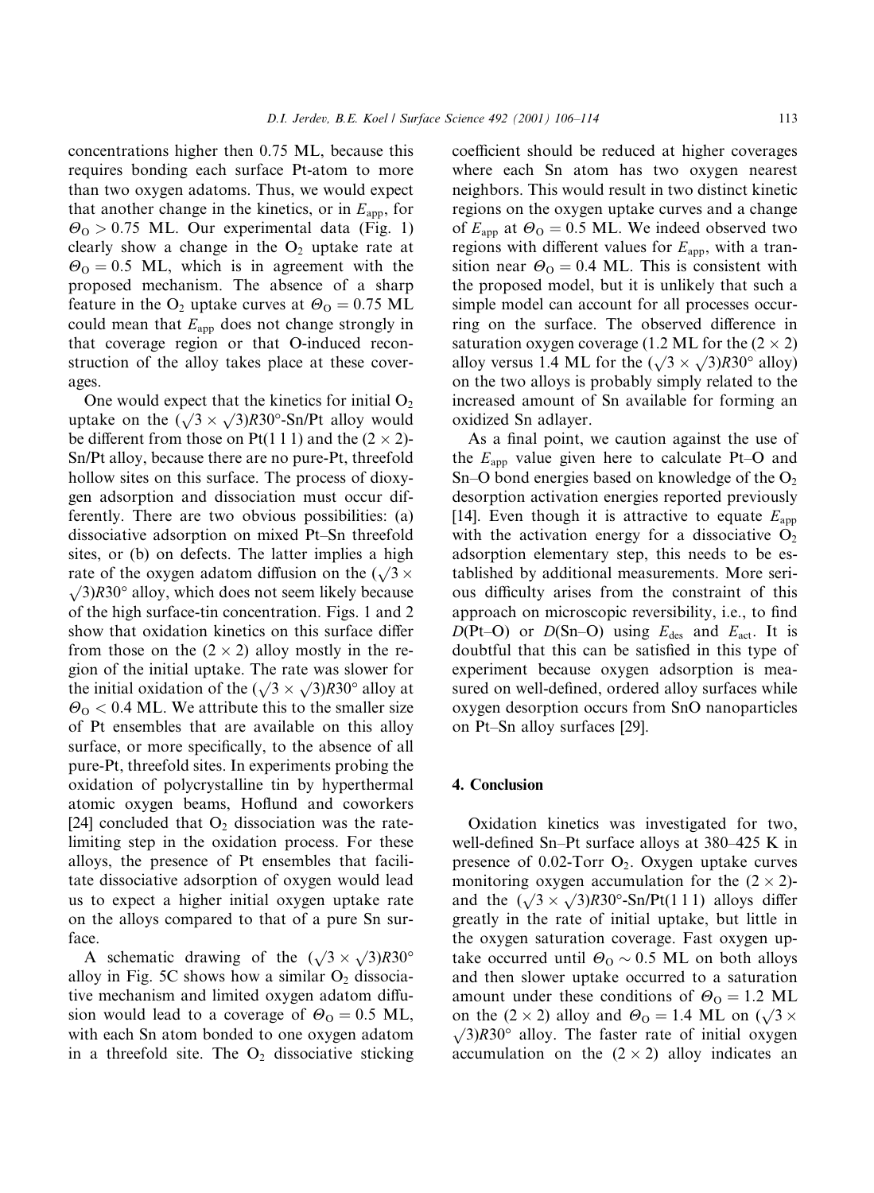concentrations higher then 0.75 ML, because this requires bonding each surface Pt-atom to more than two oxygen adatoms. Thus, we would expect that another change in the kinetics, or in $E_{app}$, for $\Theta_O > 0.75$ ML. Our experimental data (Fig. 1) clearly show a change in the $O_2$ uptake rate at $\Theta_O = 0.5$ ML, which is in agreement with the proposed mechanism. The absence of a sharp feature in the $O_2$ uptake curves at $\Theta_O = 0.75$ ML could mean that $E_{app}$ does not change strongly in that coverage region or that O-induced reconstruction of the alloy takes place at these coverages.

One would expect that the kinetics for initial $O_2$ uptake on the $(\sqrt{3} \times \sqrt{3})R30°$-Sn/Pt alloy would be different from those on Pt(1 1 1) and the $(2 \times 2)$-Sn/Pt alloy, because there are no pure-Pt, threefold hollow sites on this surface. The process of dioxygen adsorption and dissociation must occur differently. There are two obvious possibilities: (a) dissociative adsorption on mixed Pt–Sn threefold sites, or (b) on defects. The latter implies a high rate of the oxygen adatom diffusion on the $(\sqrt{3} \times \sqrt{3})R30°$ alloy, which does not seem likely because of the high surface-tin concentration. Figs. 1 and 2 show that oxidation kinetics on this surface differ from those on the $(2 \times 2)$ alloy mostly in the region of the initial uptake. The rate was slower for the initial oxidation of the $(\sqrt{3} \times \sqrt{3})R30°$ alloy at $\Theta_O < 0.4$ ML. We attribute this to the smaller size of Pt ensembles that are available on this alloy surface, or more specifically, to the absence of all pure-Pt, threefold sites. In experiments probing the oxidation of polycrystalline tin by hyperthermal atomic oxygen beams, Hoflund and coworkers [24] concluded that $O_2$ dissociation was the rate-limiting step in the oxidation process. For these alloys, the presence of Pt ensembles that facilitate dissociative adsorption of oxygen would lead us to expect a higher initial oxygen uptake rate on the alloys compared to that of a pure Sn surface.

A schematic drawing of the $(\sqrt{3} \times \sqrt{3})R30°$ alloy in Fig. 5C shows how a similar $O_2$ dissociative mechanism and limited oxygen adatom diffusion would lead to a coverage of $\Theta_O = 0.5$ ML, with each Sn atom bonded to one oxygen adatom in a threefold site. The $O_2$ dissociative sticking coefficient should be reduced at higher coverages where each Sn atom has two oxygen nearest neighbors. This would result in two distinct kinetic regions on the oxygen uptake curves and a change of $E_{app}$ at $\Theta_O = 0.5$ ML. We indeed observed two regions with different values for $E_{app}$, with a transition near $\Theta_O = 0.4$ ML. This is consistent with the proposed model, but it is unlikely that such a simple model can account for all processes occurring on the surface. The observed difference in saturation oxygen coverage (1.2 ML for the $(2 \times 2)$ alloy versus 1.4 ML for the $(\sqrt{3} \times \sqrt{3})R30°$ alloy) on the two alloys is probably simply related to the increased amount of Sn available for forming an oxidized Sn adlayer.

As a final point, we caution against the use of the $E_{app}$ value given here to calculate Pt–O and Sn–O bond energies based on knowledge of the $O_2$ desorption activation energies reported previously [14]. Even though it is attractive to equate $E_{app}$ with the activation energy for a dissociative $O_2$ adsorption elementary step, this needs to be established by additional measurements. More serious difficulty arises from the constraint of this approach on microscopic reversibility, i.e., to find $D$(Pt–O) or $D$(Sn–O) using $E_{des}$ and $E_{act}$. It is doubtful that this can be satisfied in this type of experiment because oxygen adsorption is measured on well-defined, ordered alloy surfaces while oxygen desorption occurs from SnO nanoparticles on Pt–Sn alloy surfaces [29].

## 4. Conclusion

Oxidation kinetics was investigated for two, well-defined Sn–Pt surface alloys at 380–425 K in presence of 0.02-Torr $O_2$. Oxygen uptake curves monitoring oxygen accumulation for the $(2 \times 2)$- and the $(\sqrt{3} \times \sqrt{3})R30°$-Sn/Pt(1 1 1) alloys differ greatly in the rate of initial uptake, but little in the oxygen saturation coverage. Fast oxygen uptake occurred until $\Theta_O \sim 0.5$ ML on both alloys and then slower uptake occurred to a saturation amount under these conditions of $\Theta_O = 1.2$ ML on the $(2 \times 2)$ alloy and $\Theta_O = 1.4$ ML on $(\sqrt{3} \times \sqrt{3})R30°$ alloy. The faster rate of initial oxygen accumulation on the $(2 \times 2)$ alloy indicates an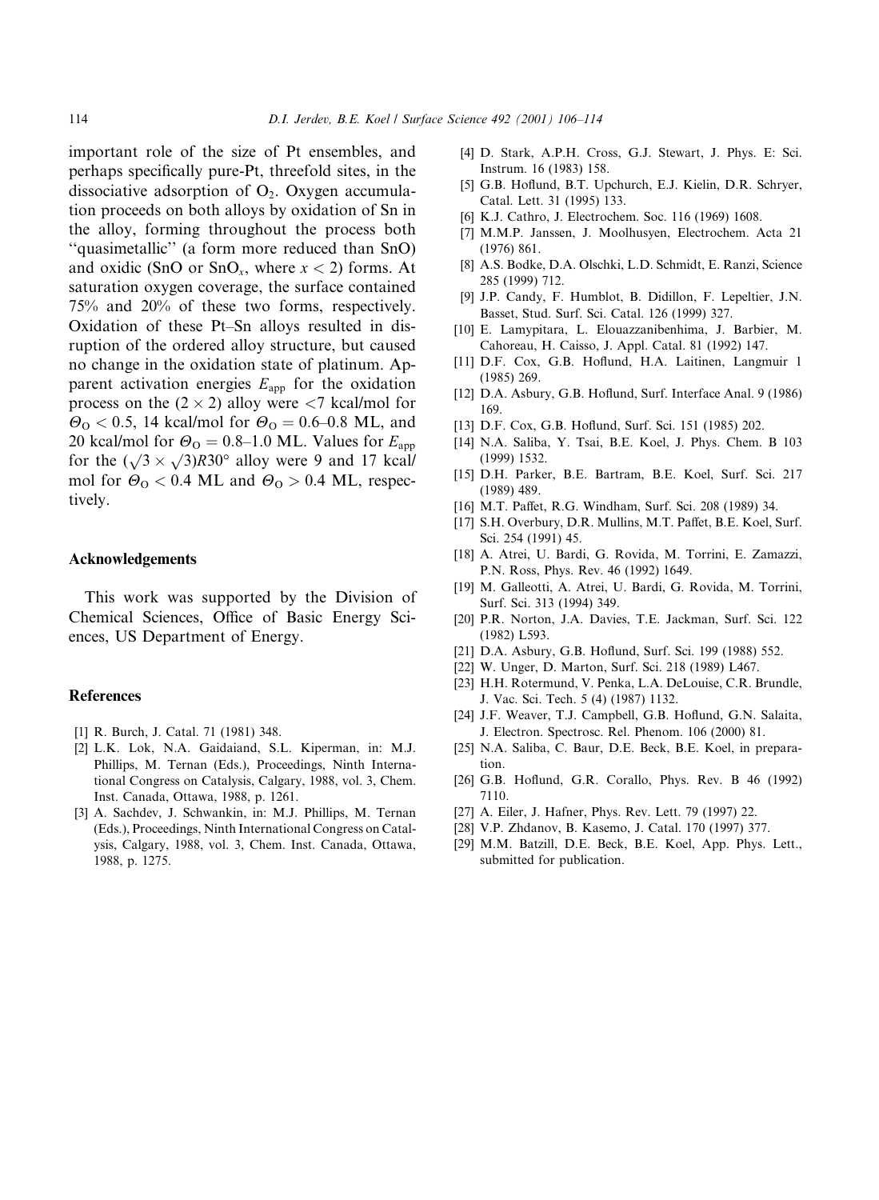important role of the size of Pt ensembles, and perhaps specifically pure-Pt, threefold sites, in the dissociative adsorption of $O_2$. Oxygen accumulation proceeds on both alloys by oxidation of Sn in the alloy, forming throughout the process both ''quasimetallic'' (a form more reduced than SnO) and oxidic (SnO or $SnO_x$, where $x < 2$) forms. At saturation oxygen coverage, the surface contained 75% and 20% of these two forms, respectively. Oxidation of these Pt–Sn alloys resulted in disruption of the ordered alloy structure, but caused no change in the oxidation state of platinum. Apparent activation energies $E_{app}$ for the oxidation process on the $(2 \times 2)$ alloy were <7 kcal/mol for $\Theta_O < 0.5$, 14 kcal/mol for $\Theta_O = 0.6$–0.8 ML, and 20 kcal/mol for $\Theta_O = 0.8$–1.0 ML. Values for $E_{app}$ for the $(\sqrt{3} \times \sqrt{3})R30°$ alloy were 9 and 17 kcal/mol for $\Theta_O < 0.4$ ML and $\Theta_O > 0.4$ ML, respectively.

## Acknowledgements

This work was supported by the Division of Chemical Sciences, Office of Basic Energy Sciences, US Department of Energy.

## References

- [1] R. Burch, J. Catal. 71 (1981) 348.
- [2] L.K. Lok, N.A. Gaidaiand, S.L. Kiperman, in: M.J. Phillips, M. Ternan (Eds.), Proceedings, Ninth International Congress on Catalysis, Calgary, 1988, vol. 3, Chem. Inst. Canada, Ottawa, 1988, p. 1261.
- [3] A. Sachdev, J. Schwankin, in: M.J. Phillips, M. Ternan (Eds.), Proceedings, Ninth International Congress on Catalysis, Calgary, 1988, vol. 3, Chem. Inst. Canada, Ottawa, 1988, p. 1275.
- [4] D. Stark, A.P.H. Cross, G.J. Stewart, J. Phys. E: Sci. Instrum. 16 (1983) 158.
- [5] G.B. Hoflund, B.T. Upchurch, E.J. Kielin, D.R. Schryer, Catal. Lett. 31 (1995) 133.
- [6] K.J. Cathro, J. Electrochem. Soc. 116 (1969) 1608.
- [7] M.M.P. Janssen, J. Moolhusyen, Electrochem. Acta 21 (1976) 861.
- [8] A.S. Bodke, D.A. Olschki, L.D. Schmidt, E. Ranzi, Science 285 (1999) 712.
- [9] J.P. Candy, F. Humblot, B. Didillon, F. Lepeltier, J.N. Basset, Stud. Surf. Sci. Catal. 126 (1999) 327.
- [10] E. Lamypitara, L. Elouazzanibenhima, J. Barbier, M. Cahoreau, H. Caisso, J. Appl. Catal. 81 (1992) 147.
- [11] D.F. Cox, G.B. Hoflund, H.A. Laitinen, Langmuir 1 (1985) 269.
- [12] D.A. Asbury, G.B. Hoflund, Surf. Interface Anal. 9 (1986) 169.
- [13] D.F. Cox, G.B. Hoflund, Surf. Sci. 151 (1985) 202.
- [14] N.A. Saliba, Y. Tsai, B.E. Koel, J. Phys. Chem. B 103 (1999) 1532.
- [15] D.H. Parker, B.E. Bartram, B.E. Koel, Surf. Sci. 217 (1989) 489.
- [16] M.T. Paffet, R.G. Windham, Surf. Sci. 208 (1989) 34.
- [17] S.H. Overbury, D.R. Mullins, M.T. Paffet, B.E. Koel, Surf. Sci. 254 (1991) 45.
- [18] A. Atrei, U. Bardi, G. Rovida, M. Torrini, E. Zamazzi, P.N. Ross, Phys. Rev. 46 (1992) 1649.
- [19] M. Galleotti, A. Atrei, U. Bardi, G. Rovida, M. Torrini, Surf. Sci. 313 (1994) 349.
- [20] P.R. Norton, J.A. Davies, T.E. Jackman, Surf. Sci. 122 (1982) L593.
- [21] D.A. Asbury, G.B. Hoflund, Surf. Sci. 199 (1988) 552.
- [22] W. Unger, D. Marton, Surf. Sci. 218 (1989) L467.
- [23] H.H. Rotermund, V. Penka, L.A. DeLouise, C.R. Brundle, J. Vac. Sci. Tech. 5 (4) (1987) 1132.
- [24] J.F. Weaver, T.J. Campbell, G.B. Hoflund, G.N. Salaita, J. Electron. Spectrosc. Rel. Phenom. 106 (2000) 81.
- [25] N.A. Saliba, C. Baur, D.E. Beck, B.E. Koel, in preparation.
- [26] G.B. Hoflund, G.R. Corallo, Phys. Rev. B 46 (1992) 7110.
- [27] A. Eiler, J. Hafner, Phys. Rev. Lett. 79 (1997) 22.
- [28] V.P. Zhdanov, B. Kasemo, J. Catal. 170 (1997) 377.
- [29] M.M. Batzill, D.E. Beck, B.E. Koel, App. Phys. Lett., submitted for publication.